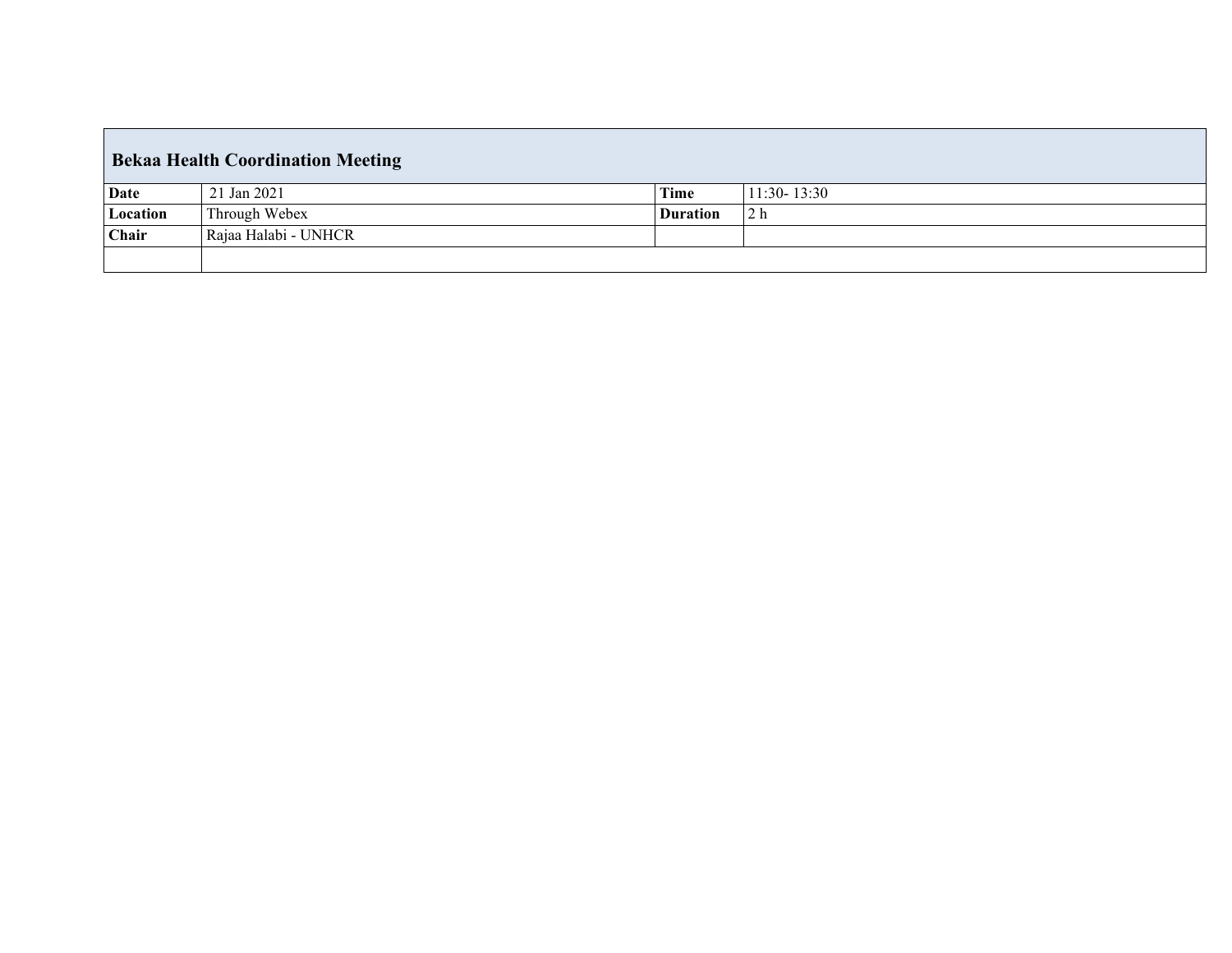## Bekaa Health Coordination Meeting

| | | | |
|---|---|---|---|
| **Date** | 21 Jan 2021 | **Time** | 11:30- 13:30 |
| **Location** | Through Webex | **Duration** | 2 h |
| **Chair** | Rajaa Halabi - UNHCR | | |
| | | | |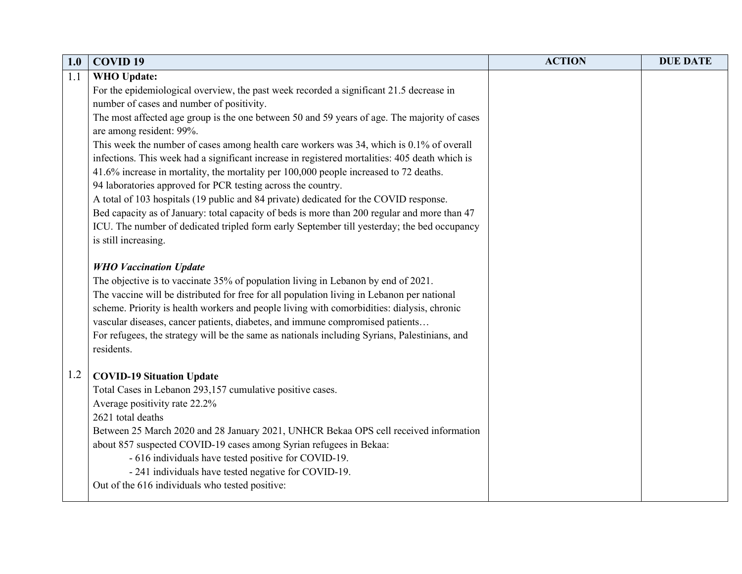| 1.0 | COVID 19 | ACTION | DUE DATE |
|---|---|---|---|
| 1.1 | **WHO Update:**<br>For the epidemiological overview, the past week recorded a significant 21.5 decrease in number of cases and number of positivity.<br>The most affected age group is the one between 50 and 59 years of age. The majority of cases are among resident: 99%.<br>This week the number of cases among health care workers was 34, which is 0.1% of overall infections. This week had a significant increase in registered mortalities: 405 death which is 41.6% increase in mortality, the mortality per 100,000 people increased to 72 deaths.<br>94 laboratories approved for PCR testing across the country.<br>A total of 103 hospitals (19 public and 84 private) dedicated for the COVID response.<br>Bed capacity as of January: total capacity of beds is more than 200 regular and more than 47 ICU. The number of dedicated tripled form early September till yesterday; the bed occupancy is still increasing.<br><br>***WHO Vaccination Update***<br>The objective is to vaccinate 35% of population living in Lebanon by end of 2021.<br>The vaccine will be distributed for free for all population living in Lebanon per national scheme. Priority is health workers and people living with comorbidities: dialysis, chronic vascular diseases, cancer patients, diabetes, and immune compromised patients…<br>For refugees, the strategy will be the same as nationals including Syrians, Palestinians, and residents. | | |
| 1.2 | **COVID-19 Situation Update**<br>Total Cases in Lebanon 293,157 cumulative positive cases.<br>Average positivity rate 22.2%<br>2621 total deaths<br>Between 25 March 2020 and 28 January 2021, UNHCR Bekaa OPS cell received information about 857 suspected COVID-19 cases among Syrian refugees in Bekaa:<br>- 616 individuals have tested positive for COVID-19.<br>- 241 individuals have tested negative for COVID-19.<br>Out of the 616 individuals who tested positive: | | |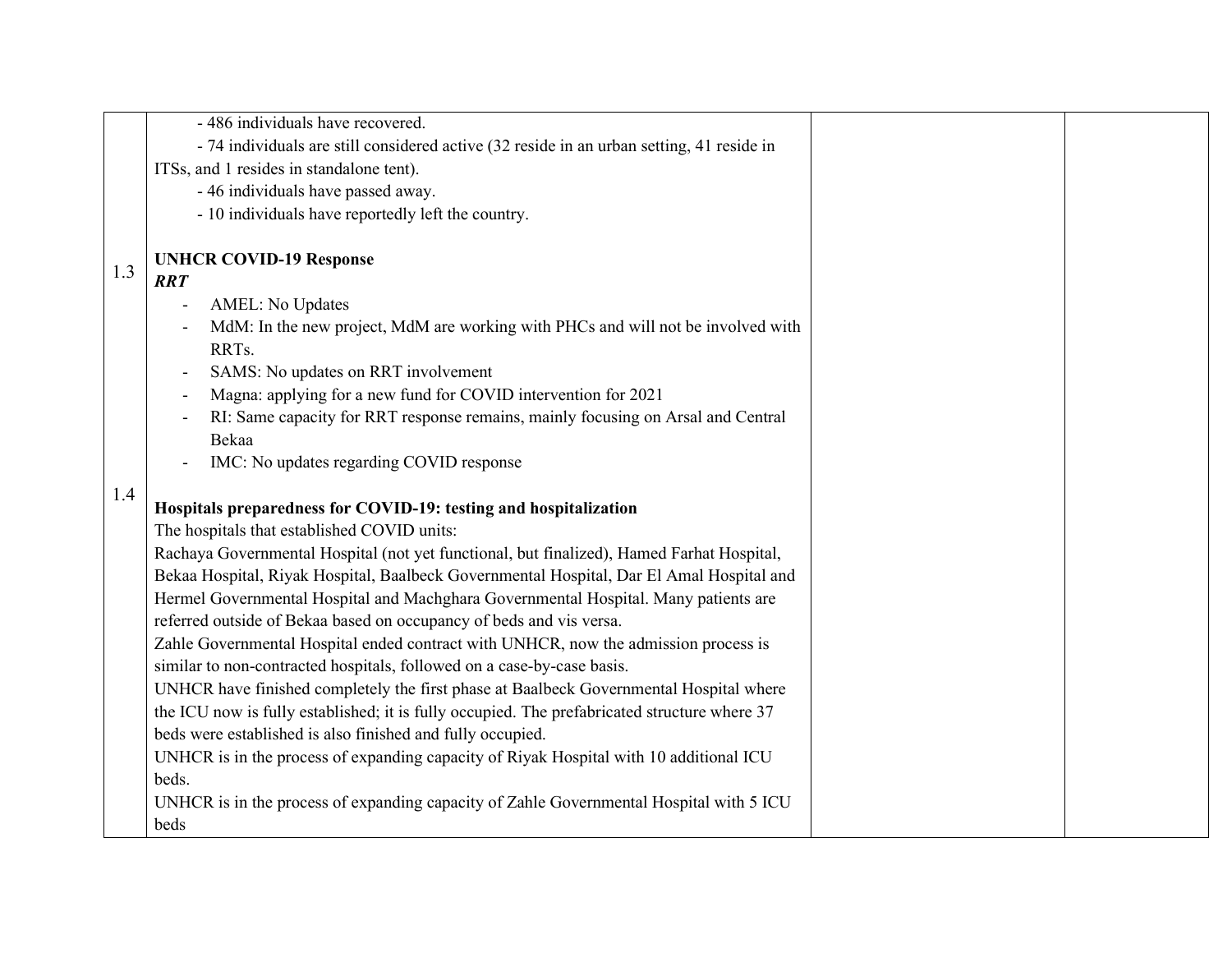| | | | |
|---|---|---|---|
| 1.3<br><br><br><br><br><br><br><br><br>1.4 | - 486 individuals have recovered.<br>- 74 individuals are still considered active (32 reside in an urban setting, 41 reside in ITSs, and 1 resides in standalone tent).<br>- 46 individuals have passed away.<br>- 10 individuals have reportedly left the country.<br><br>**UNHCR COVID-19 Response**<br>***RRT***<br>- AMEL: No Updates<br>- MdM: In the new project, MdM are working with PHCs and will not be involved with RRTs.<br>- SAMS: No updates on RRT involvement<br>- Magna: applying for a new fund for COVID intervention for 2021<br>- RI: Same capacity for RRT response remains, mainly focusing on Arsal and Central Bekaa<br>- IMC: No updates regarding COVID response<br><br>**Hospitals preparedness for COVID-19: testing and hospitalization**<br>The hospitals that established COVID units:<br>Rachaya Governmental Hospital (not yet functional, but finalized), Hamed Farhat Hospital, Bekaa Hospital, Riyak Hospital, Baalbeck Governmental Hospital, Dar El Amal Hospital and Hermel Governmental Hospital and Machghara Governmental Hospital. Many patients are referred outside of Bekaa based on occupancy of beds and vis versa.<br>Zahle Governmental Hospital ended contract with UNHCR, now the admission process is similar to non-contracted hospitals, followed on a case-by-case basis.<br>UNHCR have finished completely the first phase at Baalbeck Governmental Hospital where the ICU now is fully established; it is fully occupied. The prefabricated structure where 37 beds were established is also finished and fully occupied.<br>UNHCR is in the process of expanding capacity of Riyak Hospital with 10 additional ICU beds.<br>UNHCR is in the process of expanding capacity of Zahle Governmental Hospital with 5 ICU beds | | |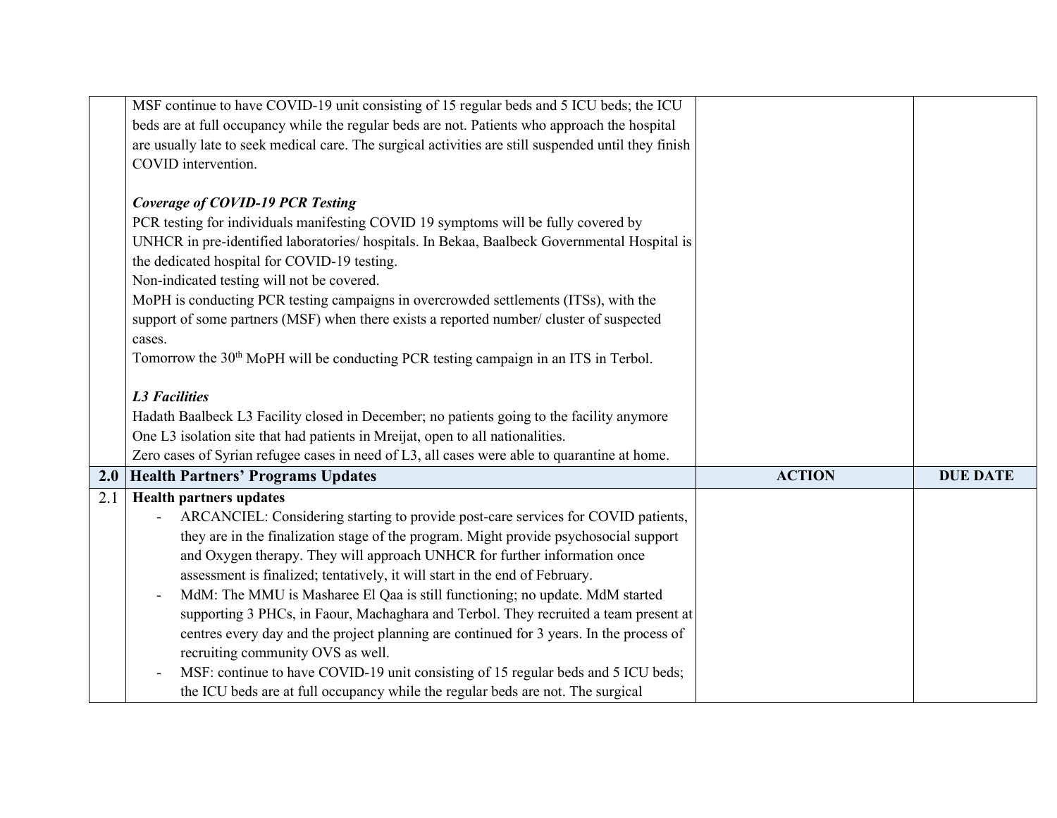| | | | |
|---|---|---|---|
| | MSF continue to have COVID-19 unit consisting of 15 regular beds and 5 ICU beds; the ICU beds are at full occupancy while the regular beds are not. Patients who approach the hospital are usually late to seek medical care. The surgical activities are still suspended until they finish COVID intervention.<br><br>***Coverage of COVID-19 PCR Testing***<br>PCR testing for individuals manifesting COVID 19 symptoms will be fully covered by UNHCR in pre-identified laboratories/ hospitals. In Bekaa, Baalbeck Governmental Hospital is the dedicated hospital for COVID-19 testing.<br>Non-indicated testing will not be covered.<br>MoPH is conducting PCR testing campaigns in overcrowded settlements (ITSs), with the support of some partners (MSF) when there exists a reported number/ cluster of suspected cases.<br>Tomorrow the 30th MoPH will be conducting PCR testing campaign in an ITS in Terbol.<br><br>***L3 Facilities***<br>Hadath Baalbeck L3 Facility closed in December; no patients going to the facility anymore<br>One L3 isolation site that had patients in Mreijat, open to all nationalities.<br>Zero cases of Syrian refugee cases in need of L3, all cases were able to quarantine at home. | | |
| **2.0** | **Health Partners' Programs Updates** | **ACTION** | **DUE DATE** |
| 2.1 | **Health partners updates**<br>- ARCANCIEL: Considering starting to provide post-care services for COVID patients, they are in the finalization stage of the program. Might provide psychosocial support and Oxygen therapy. They will approach UNHCR for further information once assessment is finalized; tentatively, it will start in the end of February.<br>- MdM: The MMU is Masharee El Qaa is still functioning; no update. MdM started supporting 3 PHCs, in Faour, Machaghara and Terbol. They recruited a team present at centres every day and the project planning are continued for 3 years. In the process of recruiting community OVS as well.<br>- MSF: continue to have COVID-19 unit consisting of 15 regular beds and 5 ICU beds; the ICU beds are at full occupancy while the regular beds are not. The surgical | | |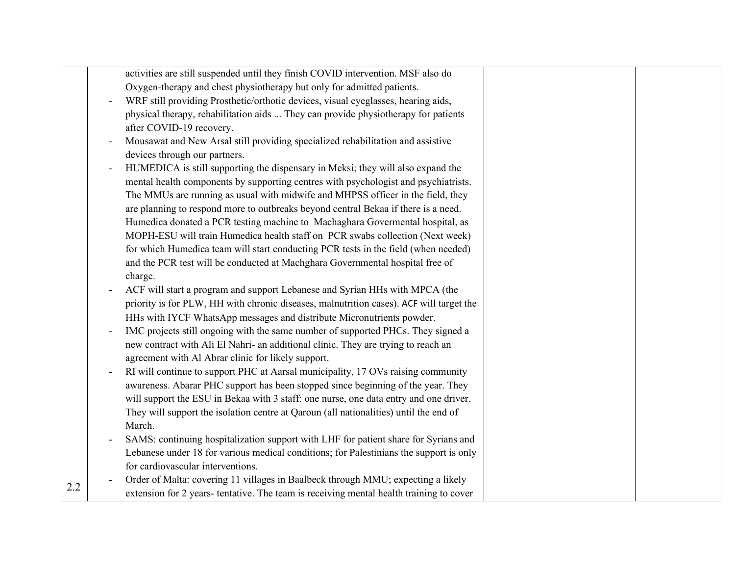| | | | |
|---|---|---|---|
| 2.2 | activities are still suspended until they finish COVID intervention. MSF also do Oxygen-therapy and chest physiotherapy but only for admitted patients.<br>- WRF still providing Prosthetic/orthotic devices, visual eyeglasses, hearing aids, physical therapy, rehabilitation aids ... They can provide physiotherapy for patients after COVID-19 recovery.<br>- Mousawat and New Arsal still providing specialized rehabilitation and assistive devices through our partners.<br>- HUMEDICA is still supporting the dispensary in Meksi; they will also expand the mental health components by supporting centres with psychologist and psychiatrists. The MMUs are running as usual with midwife and MHPSS officer in the field, they are planning to respond more to outbreaks beyond central Bekaa if there is a need. Humedica donated a PCR testing machine to Machaghara Govermental hospital, as MOPH-ESU will train Humedica health staff on PCR swabs collection (Next week) for which Humedica team will start conducting PCR tests in the field (when needed) and the PCR test will be conducted at Machghara Governmental hospital free of charge.<br>- ACF will start a program and support Lebanese and Syrian HHs with MPCA (the priority is for PLW, HH with chronic diseases, malnutrition cases). ACF will target the HHs with IYCF WhatsApp messages and distribute Micronutrients powder.<br>- IMC projects still ongoing with the same number of supported PHCs. They signed a new contract with Ali El Nahri- an additional clinic. They are trying to reach an agreement with Al Abrar clinic for likely support.<br>- RI will continue to support PHC at Aarsal municipality, 17 OVs raising community awareness. Abarar PHC support has been stopped since beginning of the year. They will support the ESU in Bekaa with 3 staff: one nurse, one data entry and one driver. They will support the isolation centre at Qaroun (all nationalities) until the end of March.<br>- SAMS: continuing hospitalization support with LHF for patient share for Syrians and Lebanese under 18 for various medical conditions; for Palestinians the support is only for cardiovascular interventions.<br>- Order of Malta: covering 11 villages in Baalbeck through MMU; expecting a likely extension for 2 years- tentative. The team is receiving mental health training to cover | | |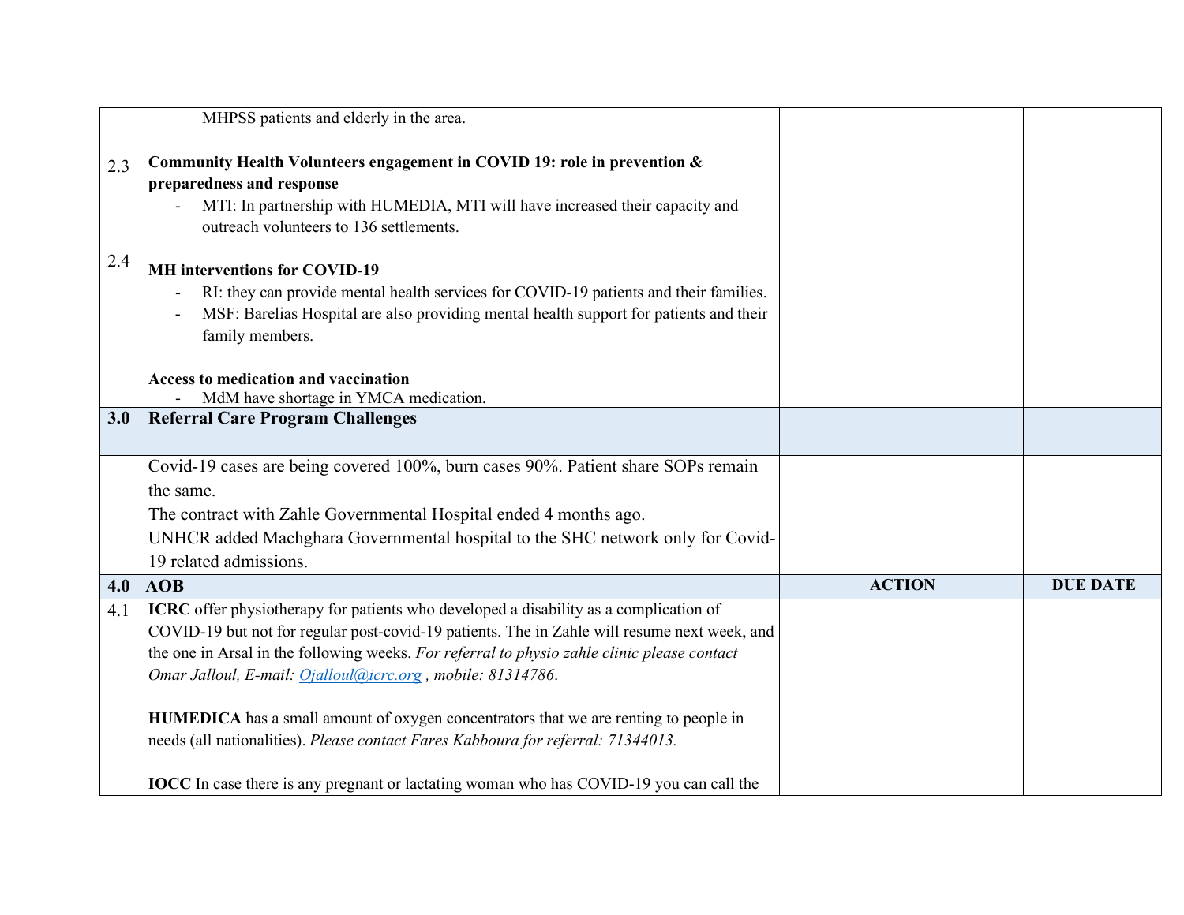| | | | |
|---|---|---|---|
| | MHPSS patients and elderly in the area.<br><br>**Community Health Volunteers engagement in COVID 19: role in prevention & preparedness and response**<br>- MTI: In partnership with HUMEDIA, MTI will have increased their capacity and outreach volunteers to 136 settlements.<br><br>**MH interventions for COVID-19**<br>- RI: they can provide mental health services for COVID-19 patients and their families.<br>- MSF: Barelias Hospital are also providing mental health support for patients and their family members.<br><br>**Access to medication and vaccination**<br>- MdM have shortage in YMCA medication. | | |
| 2.3<br><br>2.4 | | | |
| **3.0** | **Referral Care Program Challenges** | | |
| | Covid-19 cases are being covered 100%, burn cases 90%. Patient share SOPs remain the same.<br>The contract with Zahle Governmental Hospital ended 4 months ago.<br>UNHCR added Machghara Governmental hospital to the SHC network only for Covid-19 related admissions. | | |
| **4.0** | **AOB** | **ACTION** | **DUE DATE** |
| 4.1 | **ICRC** offer physiotherapy for patients who developed a disability as a complication of COVID-19 but not for regular post-covid-19 patients. The in Zahle will resume next week, and the one in Arsal in the following weeks. *For referral to physio zahle clinic please contact Omar Jalloul, E-mail: [Ojalloul@icrc.org](mailto:Ojalloul@icrc.org) , mobile: 81314786.*<br><br>**HUMEDICA** has a small amount of oxygen concentrators that we are renting to people in needs (all nationalities). *Please contact Fares Kabboura for referral: 71344013.*<br><br>**IOCC** In case there is any pregnant or lactating woman who has COVID-19 you can call the | | |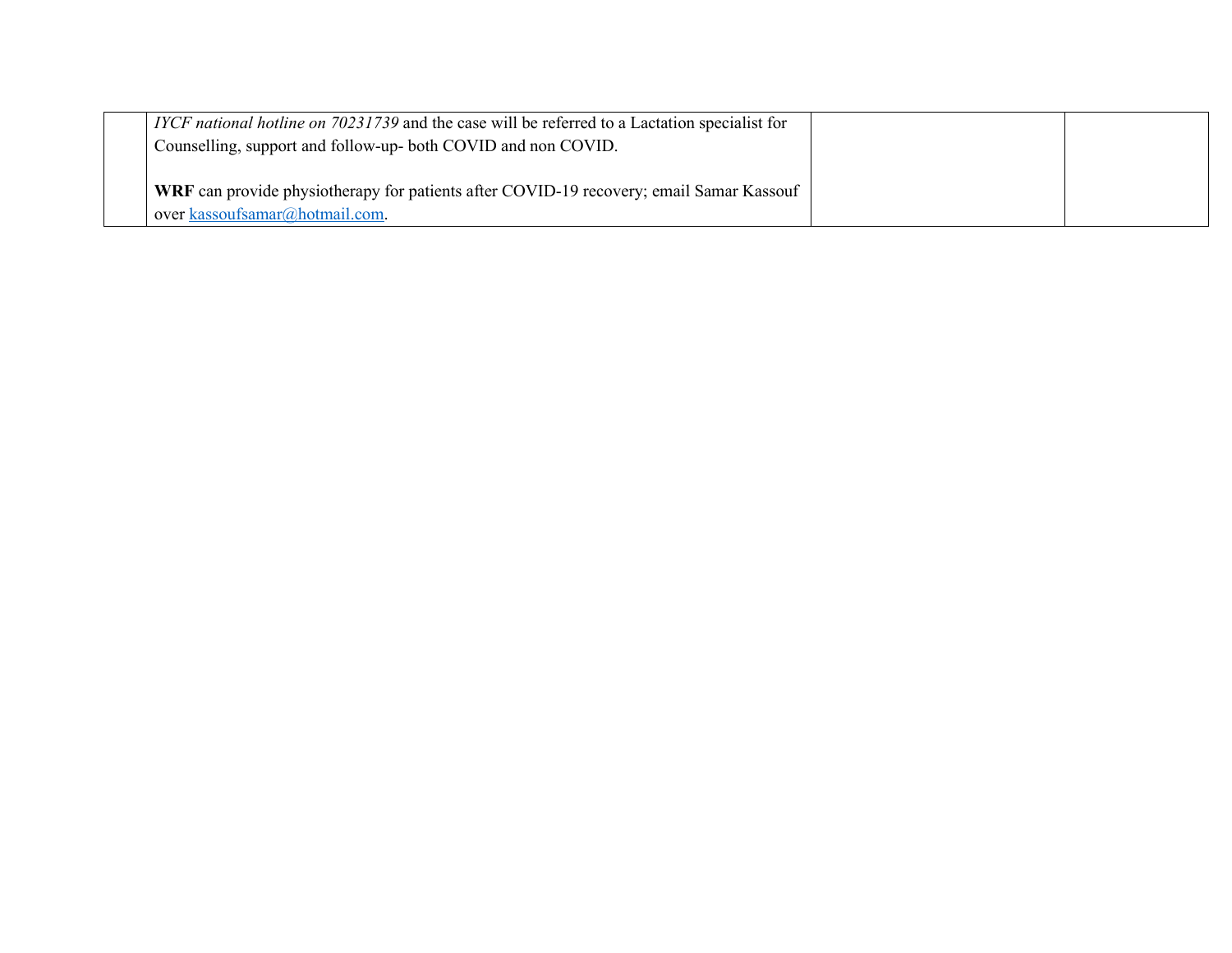| | | | |
|---|---|---|---|
| | *IYCF national hotline on 70231739* and the case will be referred to a Lactation specialist for Counselling, support and follow-up- both COVID and non COVID.<br><br>**WRF** can provide physiotherapy for patients after COVID-19 recovery; email Samar Kassouf over kassoufsamar@hotmail.com. | | |